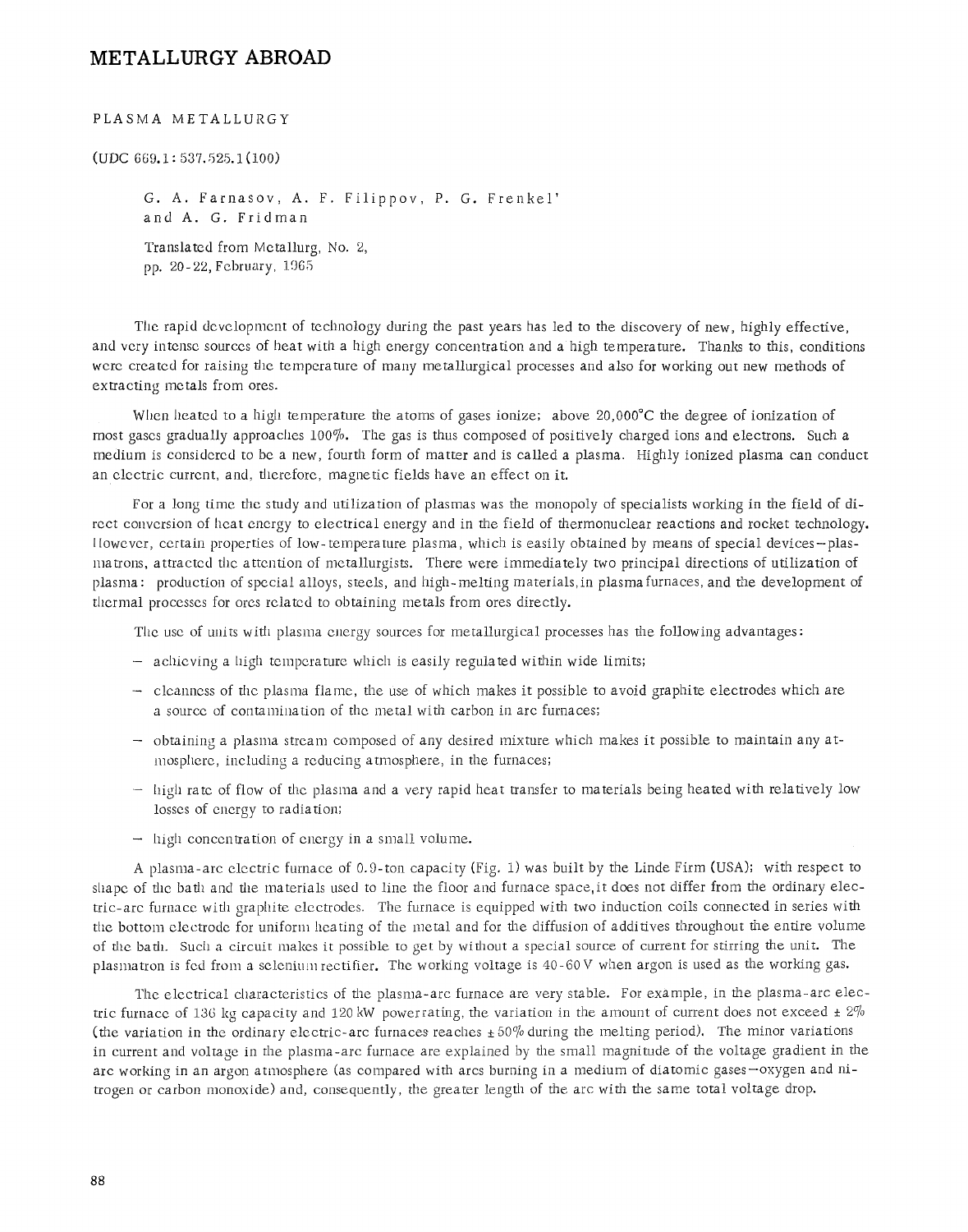# METALLURGY ABROAD

## PLASMA METALLURGY

(UDC 669.1 : 537.525.1(100)

G. A. Farnasov, A. F. Filippov, P. G. Frenkel' and A. G. Fridman

Translated from Metallurg, No. 2, pp. 20-22, February, 1965

The rapid development of technology during the past years has led to the discovery of new, highly effective, and very intense sources of heat with a high energy concentration and a high temperature. Thanks to this, conditions were created for raising the temperature of many metallurgical processes and also for working out new methods of extracting metals from ores.

When heated to a high temperature the atoms of gases ionize; above 20,000°C the degree of ionization of most gases gradually approaches 100%. The gas is thus composed of positively charged ions and electrons. Such a medium is considered to be a new, fourth form of matter and is called a plasma. Highly ionized plasma can conduct an electric current, and, therefore, magnetic fields have an effect on it.

For a long time the study and utilization of plasmas was the monopoly of specialists working in the field of direct conversion of heat energy to electrical energy and in the field of thermonuclear reactions and rocket technology. However, certain properties of low-temperature plasma, which is easily obtained by means of special devices—plasmatrons, attracted the attention of metallurgists. There were immediately two principal directions of utilization of plasma: production of special alloys, steels, and high-melting materials, in plasma furnaces, and the development of thermal processes for ores related to obtaining metals from ores directly.

The use of units with plasma energy sources for metallurgical processes has the following advantages:

- achieving a high temperature which is easily regulated within wide limits;
- cleanness of the plasma flame, the use of which makes it possible to avoid graphite electrodes which are a source of contamination of the metal with carbon in arc furnaces;
- obtaining a plasma stream composed of any desired mixture which makes it possible to maintain any atmosphere, including a reducing atmosphere, in the furnaces;
- high rate of flow of the plasma and a very rapid heat transfer to materials being heated with relatively low losses of energy to radiation;
- high concentration of energy in a small volume.

A plasma-arc electric furnace of 0.9-ton capacity (Fig. 1) was built by the Linde Firm (USA); with respect to shape of the bath and the materials used to line the floor and furnace space, it does not differ from the ordinary electric-arc furnace with graphite electrodes. The furnace is equipped with two induction coils connected in series with the bottom electrode for uniform heating of the metal and for the diffusion of additives throughout the entire volume of the bath. Such a circuit makes it possible to get by without a special source of current for stirring the unit. The plasmatron is fed from a selenium rectifier. The working voltage is 40-60 V when argon is used as the working gas.

The electrical characteristics of the plasma-arc furnace are very stable. For example, in the plasma-arc electric furnace of 136 kg capacity and 120 kW power rating, the variation in the amount of current does not exceed ± 2% (the variation in the ordinary electric-arc furnaces reaches ± 50% during the melting period). The minor variations in current and voltage in the plasma-arc furnace are explained by the small magnitude of the voltage gradient in the arc working in an argon atmosphere (as compared with arcs burning in a medium of diatomic gases—oxygen and nitrogen or carbon monoxide) and, consequently, the greater length of the arc with the same total voltage drop.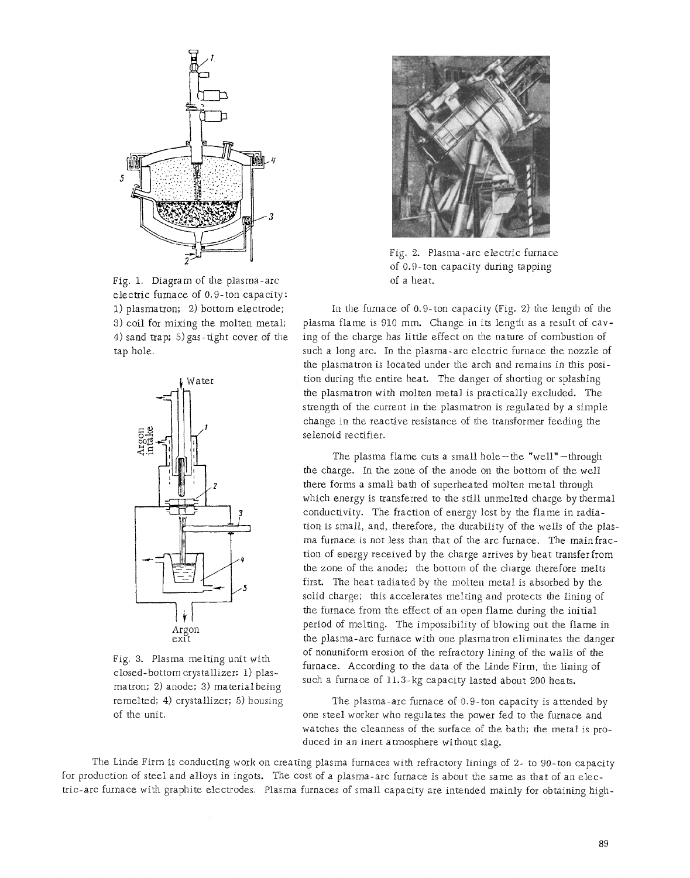Fig. 1. Diagram of the plasma-arc electric furnace of 0.9-ton capacity: 1) plasmatron; 2) bottom electrode; 3) coil for mixing the molten metal; 4) sand trap; 5) gas-tight cover of the tap hole.

Fig. 2. Plasma-arc electric furnace of 0.9-ton capacity during tapping of a heat.

Fig. 3. Plasma melting unit with closed-bottom crystallizer: 1) plasmatron; 2) anode; 3) material being remelted; 4) crystallizer; 5) housing of the unit.

In the furnace of 0.9-ton capacity (Fig. 2) the length of the plasma flame is 910 mm. Change in its length as a result of caving of the charge has little effect on the nature of combustion of such a long arc. In the plasma-arc electric furnace the nozzle of the plasmatron is located under the arch and remains in this position during the entire heat. The danger of shorting or splashing the plasmatron with molten metal is practically excluded. The strength of the current in the plasmatron is regulated by a simple change in the reactive resistance of the transformer feeding the selenoid rectifier.

The plasma flame cuts a small hole—the "well"—through the charge. In the zone of the anode on the bottom of the well there forms a small bath of superheated molten metal through which energy is transferred to the still unmelted charge by thermal conductivity. The fraction of energy lost by the flame in radiation is small, and, therefore, the durability of the wells of the plasma furnace is not less than that of the arc furnace. The main fraction of energy received by the charge arrives by heat transfer from the zone of the anode; the bottom of the charge therefore melts first. The heat radiated by the molten metal is absorbed by the solid charge; this accelerates melting and protects the lining of the furnace from the effect of an open flame during the initial period of melting. The impossibility of blowing out the flame in the plasma-arc furnace with one plasmatron eliminates the danger of nonuniform erosion of the refractory lining of the walls of the furnace. According to the data of the Linde Firm, the lining of such a furnace of 11.3-kg capacity lasted about 200 heats.

The plasma-arc furnace of 0.9-ton capacity is attended by one steel worker who regulates the power fed to the furnace and watches the cleanness of the surface of the bath; the metal is produced in an inert atmosphere without slag.

The Linde Firm is conducting work on creating plasma furnaces with refractory linings of 2- to 90-ton capacity for production of steel and alloys in ingots. The cost of a plasma-arc furnace is about the same as that of an electric-arc furnace with graphite electrodes. Plasma furnaces of small capacity are intended mainly for obtaining high-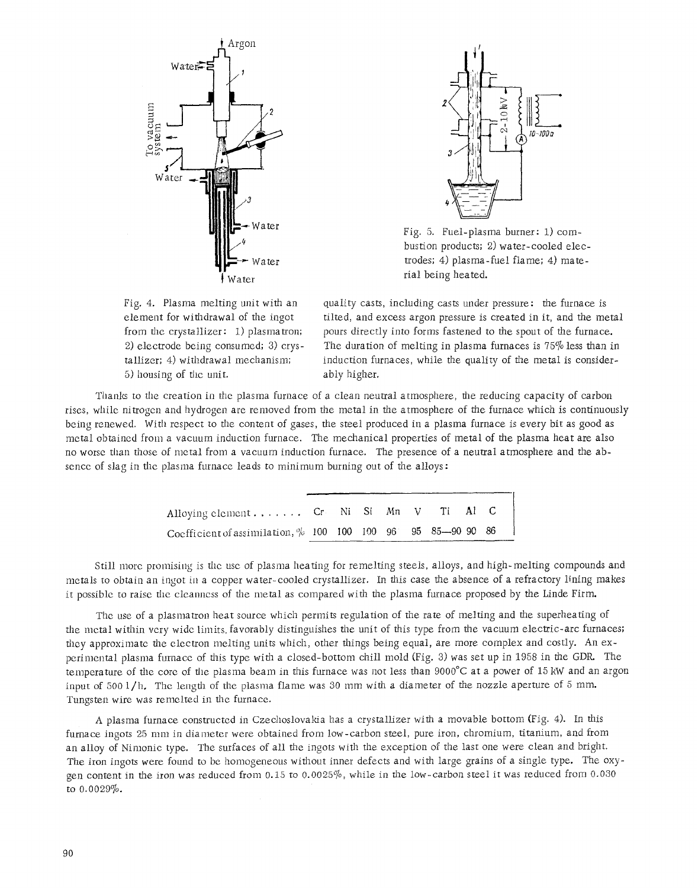Fig. 4. Plasma melting unit with an element for withdrawal of the ingot from the crystallizer: 1) plasmatron; 2) electrode being consumed; 3) crystallizer; 4) withdrawal mechanism; 5) housing of the unit.

Fig. 5. Fuel-plasma burner: 1) combustion products; 2) water-cooled electrodes; 4) plasma-fuel flame; 4) material being heated.

quality casts, including casts under pressure: the furnace is tilted, and excess argon pressure is created in it, and the metal pours directly into forms fastened to the spout of the furnace. The duration of melting in plasma furnaces is 75% less than in induction furnaces, while the quality of the metal is considerably higher.

Thanks to the creation in the plasma furnace of a clean neutral atmosphere, the reducing capacity of carbon rises, while nitrogen and hydrogen are removed from the metal in the atmosphere of the furnace which is continuously being renewed. With respect to the content of gases, the steel produced in a plasma furnace is every bit as good as metal obtained from a vacuum induction furnace. The mechanical properties of metal of the plasma heat are also no worse than those of metal from a vacuum induction furnace. The presence of a neutral atmosphere and the absence of slag in the plasma furnace leads to minimum burning out of the alloys:

| Alloying element | Cr | Ni | Si | Mn | V | Ti | Al | C |
|---|---|---|---|---|---|---|---|---|
| Coefficient of assimilation, % | 100 | 100 | 100 | 96 | 95 | 85—90 | 90 | 86 |

Still more promising is the use of plasma heating for remelting steels, alloys, and high-melting compounds and metals to obtain an ingot in a copper water-cooled crystallizer. In this case the absence of a refractory lining makes it possible to raise the cleanness of the metal as compared with the plasma furnace proposed by the Linde Firm.

The use of a plasmatron heat source which permits regulation of the rate of melting and the superheating of the metal within very wide limits, favorably distinguishes the unit of this type from the vacuum electric-arc furnaces; they approximate the electron melting units which, other things being equal, are more complex and costly. An experimental plasma furnace of this type with a closed-bottom chill mold (Fig. 3) was set up in 1958 in the GDR. The temperature of the core of the plasma beam in this furnace was not less than 9000°C at a power of 15 kW and an argon input of 500 l/h. The length of the plasma flame was 30 mm with a diameter of the nozzle aperture of 5 mm. Tungsten wire was remelted in the furnace.

A plasma furnace constructed in Czechoslovakia has a crystallizer with a movable bottom (Fig. 4). In this furnace ingots 25 mm in diameter were obtained from low-carbon steel, pure iron, chromium, titanium, and from an alloy of Nimonic type. The surfaces of all the ingots with the exception of the last one were clean and bright. The iron ingots were found to be homogeneous without inner defects and with large grains of a single type. The oxygen content in the iron was reduced from 0.15 to 0.0025%, while in the low-carbon steel it was reduced from 0.030 to 0.0029%.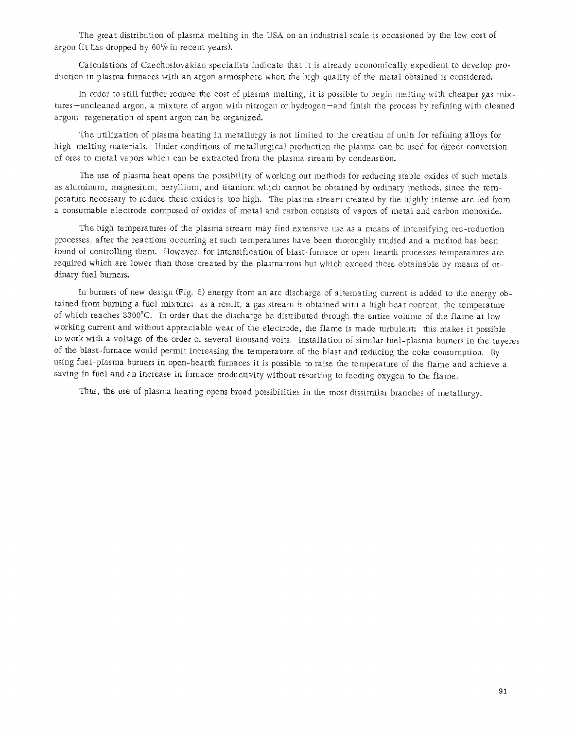The great distribution of plasma melting in the USA on an industrial scale is occasioned by the low cost of argon (it has dropped by 60% in recent years).

Calculations of Czechoslovakian specialists indicate that it is already economically expedient to develop production in plasma furnaces with an argon atmosphere when the high quality of the metal obtained is considered.

In order to still further reduce the cost of plasma melting, it is possible to begin melting with cheaper gas mixtures—uncleaned argon, a mixture of argon with nitrogen or hydrogen—and finish the process by refining with cleaned argon; regeneration of spent argon can be organized.

The utilization of plasma heating in metallurgy is not limited to the creation of units for refining alloys for high-melting materials. Under conditions of metallurgical production the plasma can be used for direct conversion of ores to metal vapors which can be extracted from the plasma stream by condensation.

The use of plasma heat opens the possibility of working out methods for reducing stable oxides of such metals as aluminum, magnesium, beryllium, and titanium which cannot be obtained by ordinary methods, since the temperature necessary to reduce these oxides is too high. The plasma stream created by the highly intense arc fed from a consumable electrode composed of oxides of metal and carbon consists of vapors of metal and carbon monoxide.

The high temperatures of the plasma stream may find extensive use as a means of intensifying ore-reduction processes, after the reactions occurring at such temperatures have been thoroughly studied and a method has been found of controlling them. However, for intensification of blast-furnace or open-hearth processes temperatures are required which are lower than those created by the plasmatrons but which exceed those obtainable by means of ordinary fuel burners.

In burners of new design (Fig. 5) energy from an arc discharge of alternating current is added to the energy obtained from burning a fuel mixture; as a result, a gas stream is obtained with a high heat content, the temperature of which reaches 3300°C. In order that the discharge be distributed through the entire volume of the flame at low working current and without appreciable wear of the electrode, the flame is made turbulent; this makes it possible to work with a voltage of the order of several thousand volts. Installation of similar fuel-plasma burners in the tuyeres of the blast-furnace would permit increasing the temperature of the blast and reducing the coke consumption. By using fuel-plasma burners in open-hearth furnaces it is possible to raise the temperature of the flame and achieve a saving in fuel and an increase in furnace productivity without resorting to feeding oxygen to the flame.

Thus, the use of plasma heating opens broad possibilities in the most dissimilar branches of metallurgy.